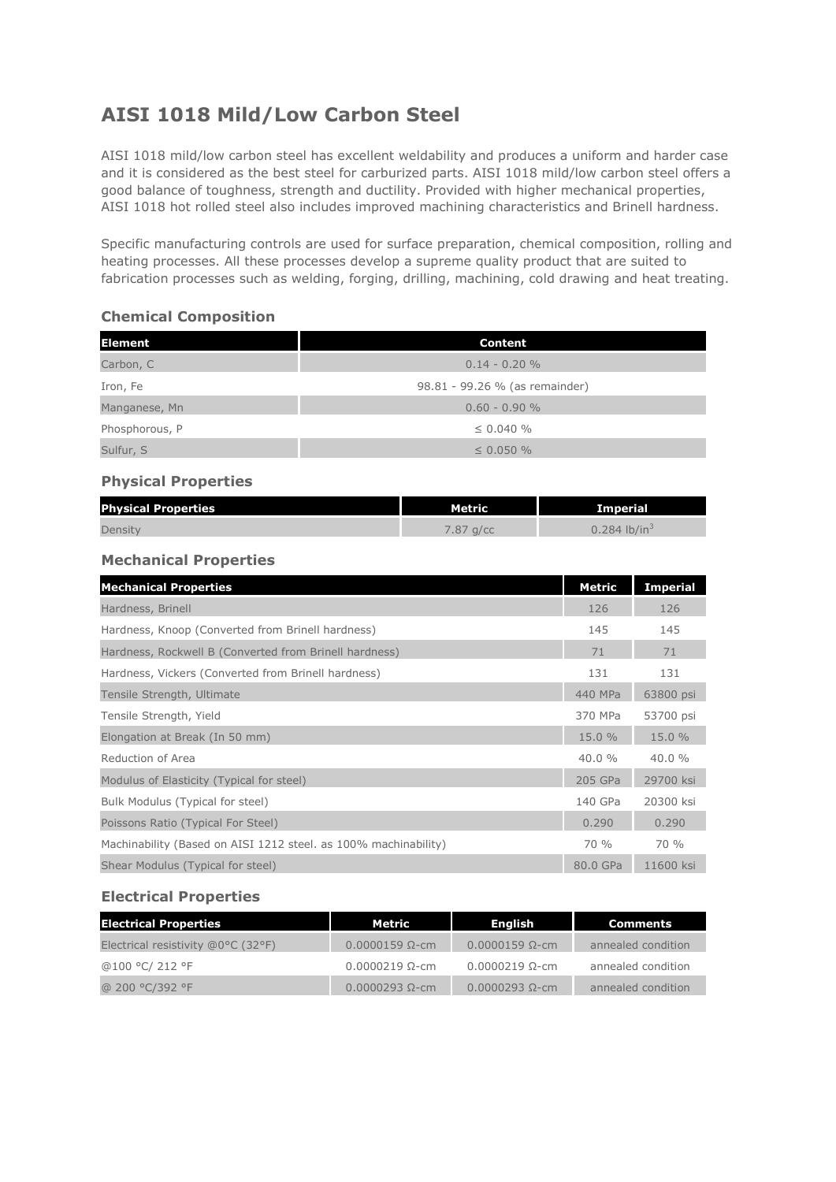# AISI 1018 Mild/Low Carbon Steel

AISI 1018 mild/low carbon steel has excellent weldability and produces a uniform and harder case and it is considered as the best steel for carburized parts. AISI 1018 mild/low carbon steel offers a good balance of toughness, strength and ductility. Provided with higher mechanical properties, AISI 1018 hot rolled steel also includes improved machining characteristics and Brinell hardness.

Specific manufacturing controls are used for surface preparation, chemical composition, rolling and heating processes. All these processes develop a supreme quality product that are suited to fabrication processes such as welding, forging, drilling, machining, cold drawing and heat treating.

### Chemical Composition

| Element | Content |
|---|---|
| Carbon, C | 0.14 - 0.20 % |
| Iron, Fe | 98.81 - 99.26 % (as remainder) |
| Manganese, Mn | 0.60 - 0.90 % |
| Phosphorous, P | ≤ 0.040 % |
| Sulfur, S | ≤ 0.050 % |

### Physical Properties

| Physical Properties | Metric | Imperial |
|---|---|---|
| Density | 7.87 g/cc | 0.284 lb/in$^3$ |

### Mechanical Properties

| Mechanical Properties | Metric | Imperial |
|---|---|---|
| Hardness, Brinell | 126 | 126 |
| Hardness, Knoop (Converted from Brinell hardness) | 145 | 145 |
| Hardness, Rockwell B (Converted from Brinell hardness) | 71 | 71 |
| Hardness, Vickers (Converted from Brinell hardness) | 131 | 131 |
| Tensile Strength, Ultimate | 440 MPa | 63800 psi |
| Tensile Strength, Yield | 370 MPa | 53700 psi |
| Elongation at Break (In 50 mm) | 15.0 % | 15.0 % |
| Reduction of Area | 40.0 % | 40.0 % |
| Modulus of Elasticity (Typical for steel) | 205 GPa | 29700 ksi |
| Bulk Modulus (Typical for steel) | 140 GPa | 20300 ksi |
| Poissons Ratio (Typical For Steel) | 0.290 | 0.290 |
| Machinability (Based on AISI 1212 steel. as 100% machinability) | 70 % | 70 % |
| Shear Modulus (Typical for steel) | 80.0 GPa | 11600 ksi |

### Electrical Properties

| Electrical Properties | Metric | English | Comments |
|---|---|---|---|
| Electrical resistivity @0°C (32°F) | 0.0000159 Ω-cm | 0.0000159 Ω-cm | annealed condition |
| @100 °C/ 212 °F | 0.0000219 Ω-cm | 0.0000219 Ω-cm | annealed condition |
| @ 200 °C/392 °F | 0.0000293 Ω-cm | 0.0000293 Ω-cm | annealed condition |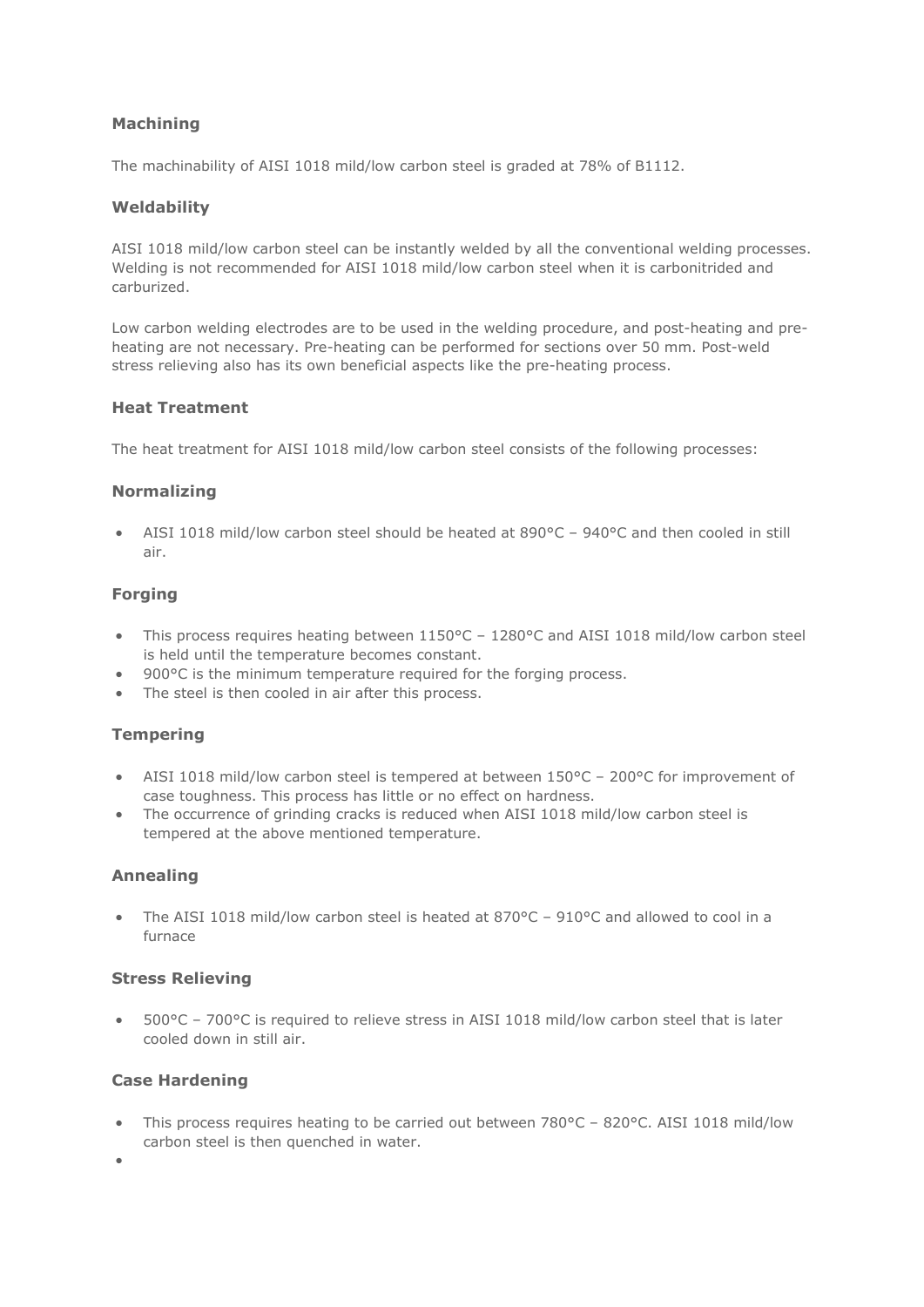### Machining

The machinability of AISI 1018 mild/low carbon steel is graded at 78% of B1112.

### Weldability

AISI 1018 mild/low carbon steel can be instantly welded by all the conventional welding processes. Welding is not recommended for AISI 1018 mild/low carbon steel when it is carbonitrided and carburized.

Low carbon welding electrodes are to be used in the welding procedure, and post-heating and pre-heating are not necessary. Pre-heating can be performed for sections over 50 mm. Post-weld stress relieving also has its own beneficial aspects like the pre-heating process.

### Heat Treatment

The heat treatment for AISI 1018 mild/low carbon steel consists of the following processes:

### Normalizing

- AISI 1018 mild/low carbon steel should be heated at 890°C – 940°C and then cooled in still air.

### Forging

- This process requires heating between 1150°C – 1280°C and AISI 1018 mild/low carbon steel is held until the temperature becomes constant.
- 900°C is the minimum temperature required for the forging process.
- The steel is then cooled in air after this process.

### Tempering

- AISI 1018 mild/low carbon steel is tempered at between 150°C – 200°C for improvement of case toughness. This process has little or no effect on hardness.
- The occurrence of grinding cracks is reduced when AISI 1018 mild/low carbon steel is tempered at the above mentioned temperature.

### Annealing

- The AISI 1018 mild/low carbon steel is heated at 870°C – 910°C and allowed to cool in a furnace

### Stress Relieving

- 500°C – 700°C is required to relieve stress in AISI 1018 mild/low carbon steel that is later cooled down in still air.

### Case Hardening

- This process requires heating to be carried out between 780°C – 820°C. AISI 1018 mild/low carbon steel is then quenched in water.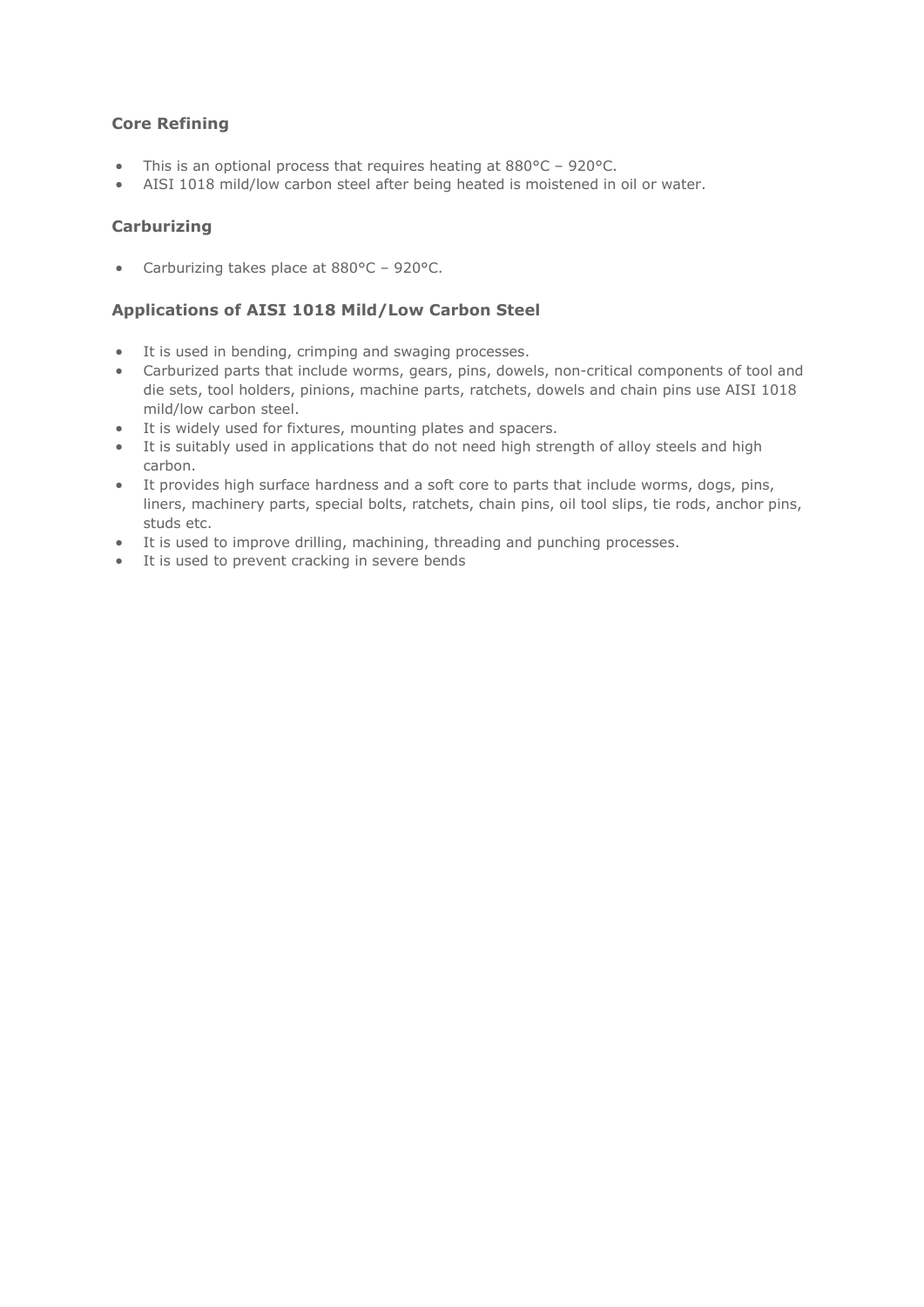### Core Refining

- This is an optional process that requires heating at 880°C – 920°C.
- AISI 1018 mild/low carbon steel after being heated is moistened in oil or water.

### Carburizing

- Carburizing takes place at 880°C – 920°C.

### Applications of AISI 1018 Mild/Low Carbon Steel

- It is used in bending, crimping and swaging processes.
- Carburized parts that include worms, gears, pins, dowels, non-critical components of tool and die sets, tool holders, pinions, machine parts, ratchets, dowels and chain pins use AISI 1018 mild/low carbon steel.
- It is widely used for fixtures, mounting plates and spacers.
- It is suitably used in applications that do not need high strength of alloy steels and high carbon.
- It provides high surface hardness and a soft core to parts that include worms, dogs, pins, liners, machinery parts, special bolts, ratchets, chain pins, oil tool slips, tie rods, anchor pins, studs etc.
- It is used to improve drilling, machining, threading and punching processes.
- It is used to prevent cracking in severe bends